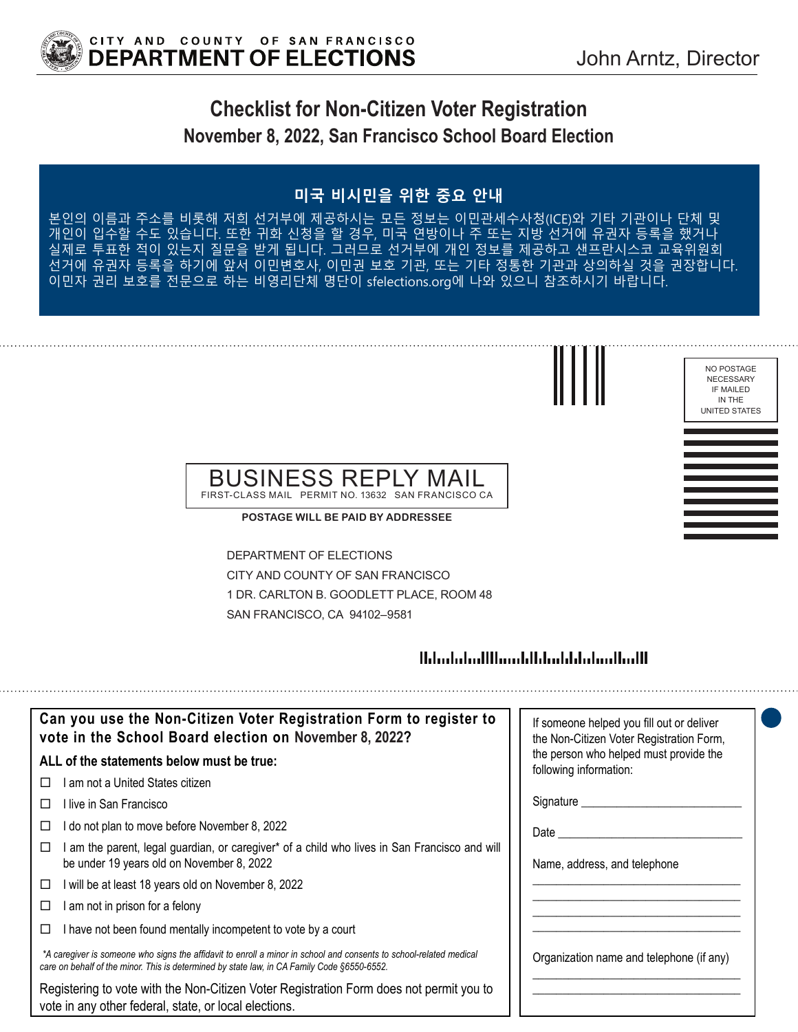CITY AND COUNTY OF SAN FRANCISCO
**DEPARTMENT OF ELECTIONS**

John Arntz, Director

# Checklist for Non-Citizen Voter Registration

## November 8, 2022, San Francisco School Board Election

### 미국 비시민을 위한 중요 안내

본인의 이름과 주소를 비롯해 저희 선거부에 제공하시는 모든 정보는 이민관세수사청(ICE)와 기타 기관이나 단체 및 개인이 입수할 수도 있습니다. 또한 귀화 신청을 할 경우, 미국 연방이나 주 또는 지방 선거에 유권자 등록을 했거나 실제로 투표한 적이 있는지 질문을 받게 됩니다. 그러므로 선거부에 개인 정보를 제공하고 샌프란시스코 교육위원회 선거에 유권자 등록을 하기에 앞서 이민변호사, 이민권 보호 기관, 또는 기타 정통한 기관과 상의하실 것을 권장합니다. 이민자 권리 보호를 전문으로 하는 비영리단체 명단이 sfelections.org에 나와 있으니 참조하시기 바랍니다.

NO POSTAGE NECESSARY IF MAILED IN THE UNITED STATES

BUSINESS REPLY MAIL
FIRST-CLASS MAIL PERMIT NO. 13632 SAN FRANCISCO CA

**POSTAGE WILL BE PAID BY ADDRESSEE**

DEPARTMENT OF ELECTIONS
CITY AND COUNTY OF SAN FRANCISCO
1 DR. CARLTON B. GOODLETT PLACE, ROOM 48
SAN FRANCISCO, CA 94102–9581

### Can you use the Non-Citizen Voter Registration Form to register to vote in the School Board election on November 8, 2022?

**ALL of the statements below must be true:**

- ☐ I am not a United States citizen
- ☐ I live in San Francisco
- ☐ I do not plan to move before November 8, 2022
- ☐ I am the parent, legal guardian, or caregiver* of a child who lives in San Francisco and will be under 19 years old on November 8, 2022
- ☐ I will be at least 18 years old on November 8, 2022
- ☐ I am not in prison for a felony
- ☐ I have not been found mentally incompetent to vote by a court

*\*A caregiver is someone who signs the affidavit to enroll a minor in school and consents to school-related medical care on behalf of the minor. This is determined by state law, in CA Family Code §6550-6552.*

Registering to vote with the Non-Citizen Voter Registration Form does not permit you to vote in any other federal, state, or local elections.

If someone helped you fill out or deliver the Non-Citizen Voter Registration Form, the person who helped must provide the following information:

Signature ______________________

Date ______________________

Name, address, and telephone

______________________
______________________
______________________
______________________

Organization name and telephone (if any)

______________________
______________________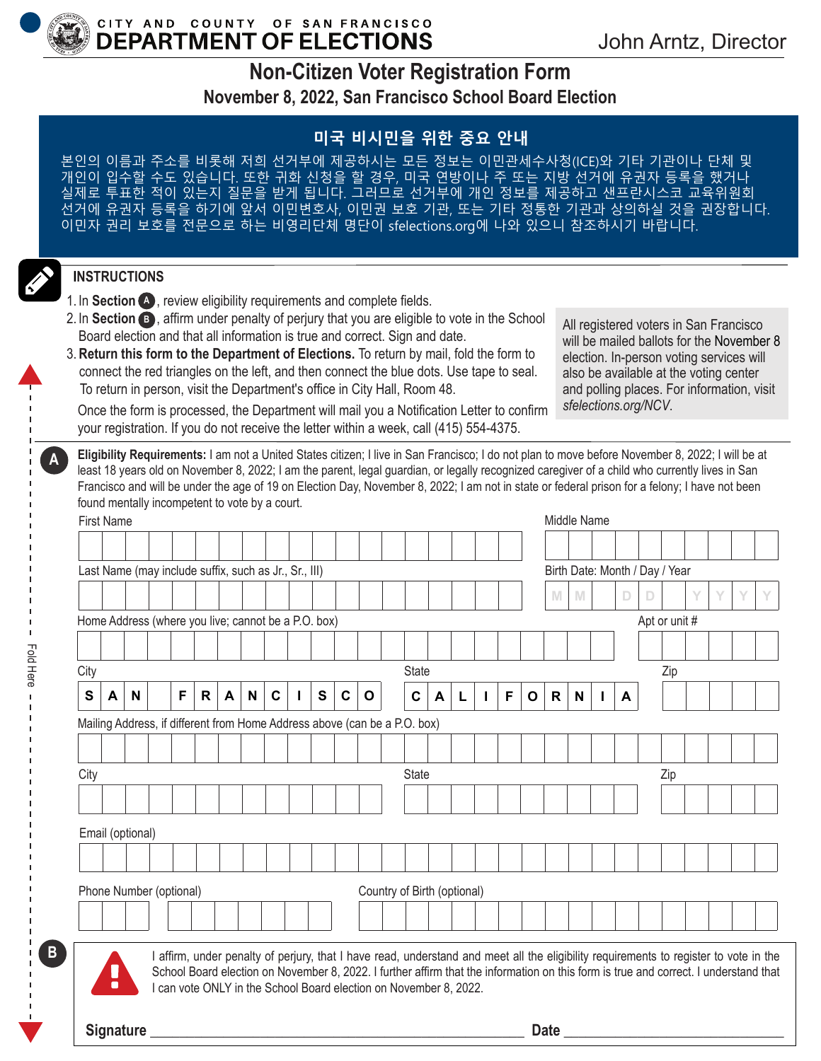CITY AND COUNTY OF SAN FRANCISCO
**DEPARTMENT OF ELECTIONS**

John Arntz, Director

# Non-Citizen Voter Registration Form

## November 8, 2022, San Francisco School Board Election

### 미국 비시민을 위한 중요 안내

본인의 이름과 주소를 비롯해 저희 선거부에 제공하시는 모든 정보는 이민관세수사청(ICE)와 기타 기관이나 단체 및 개인이 입수할 수도 있습니다. 또한 귀화 신청을 할 경우, 미국 연방이나 주 또는 지방 선거에 유권자 등록을 했거나 실제로 투표한 적이 있는지 질문을 받게 됩니다. 그러므로 선거부에 개인 정보를 제공하고 샌프란시스코 교육위원회 선거에 유권자 등록을 하기에 앞서 이민변호사, 이민권 보호 기관, 또는 기타 정통한 기관과 상의하실 것을 권장합니다. 이민자 권리 보호를 전문으로 하는 비영리단체 명단이 sfelections.org에 나와 있으니 참조하시기 바랍니다.

### INSTRUCTIONS

1. In **Section A**, review eligibility requirements and complete fields.
2. In **Section B**, affirm under penalty of perjury that you are eligible to vote in the School Board election and that all information is true and correct. Sign and date.
3. **Return this form to the Department of Elections.** To return by mail, fold the form to connect the red triangles on the left, and then connect the blue dots. Use tape to seal. To return in person, visit the Department's office in City Hall, Room 48.

Once the form is processed, the Department will mail you a Notification Letter to confirm your registration. If you do not receive the letter within a week, call (415) 554-4375.

All registered voters in San Francisco will be mailed ballots for the November 8 election. In-person voting services will also be available at the voting center and polling places. For information, visit *sfelections.org/NCV*.

Fold Here

**A**

**Eligibility Requirements:** I am not a United States citizen; I live in San Francisco; I do not plan to move before November 8, 2022; I will be at least 18 years old on November 8, 2022; I am the parent, legal guardian, or legally recognized caregiver of a child who currently lives in San Francisco and will be under the age of 19 on Election Day, November 8, 2022; I am not in state or federal prison for a felony; I have not been found mentally incompetent to vote by a court.

First Name ______________________ Middle Name ______________________

Last Name (may include suffix, such as Jr., Sr., III) ______________________ Birth Date: Month / Day / Year MM DD YYYY

Home Address (where you live; cannot be a P.O. box) ______________________ Apt or unit # ________

City: SAN FRANCISCO State: CALIFORNIA Zip ________

Mailing Address, if different from Home Address above (can be a P.O. box) ______________________

City ______________________ State ______________________ Zip ________

Email (optional) ______________________

Phone Number (optional) ______________________ Country of Birth (optional) ______________________

**B**

I affirm, under penalty of perjury, that I have read, understand and meet all the eligibility requirements to register to vote in the School Board election on November 8, 2022. I further affirm that the information on this form is true and correct. I understand that I can vote ONLY in the School Board election on November 8, 2022.

**Signature** ______________________ **Date** ______________________